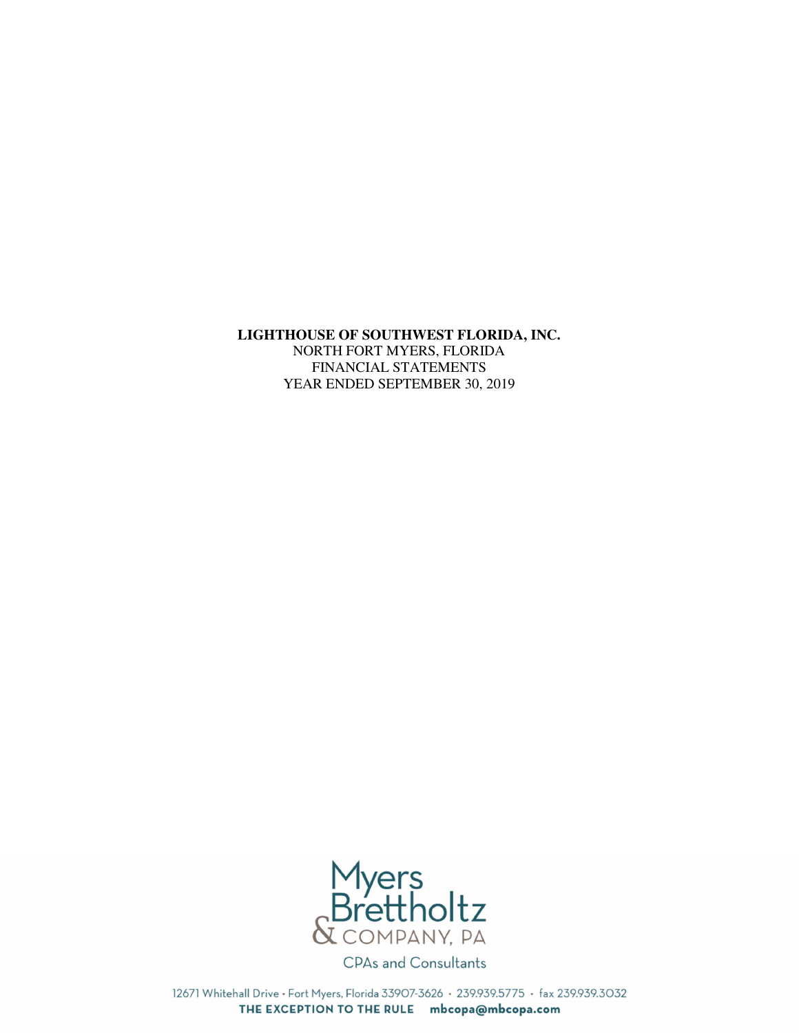**LIGHTHOUSE OF SOUTHWEST FLORIDA, INC.**
NORTH FORT MYERS, FLORIDA
FINANCIAL STATEMENTS
YEAR ENDED SEPTEMBER 30, 2019

Myers Brettholtz & COMPANY, PA

CPAs and Consultants

12671 Whitehall Drive • Fort Myers, Florida 33907-3626 • 239.939.5775 • fax 239.939.3032

**THE EXCEPTION TO THE RULE** **mbcopa@mbcopa.com**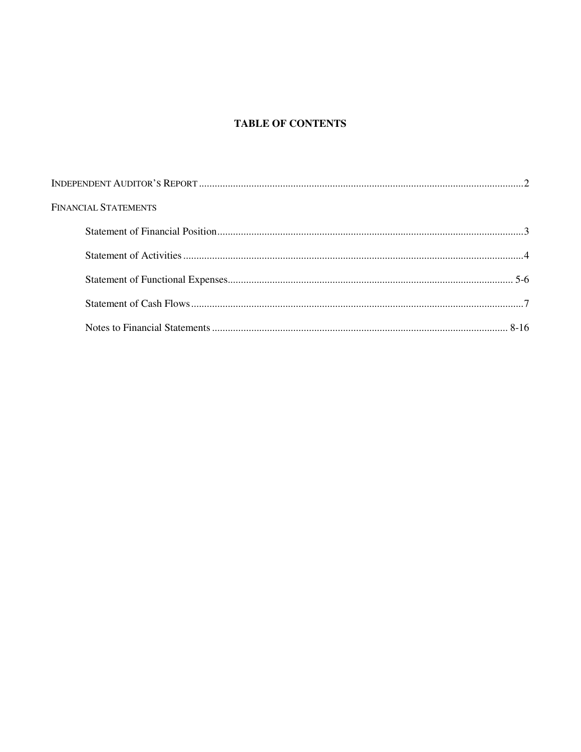# TABLE OF CONTENTS

| | |
|---|---|
| INDEPENDENT AUDITOR'S REPORT | 2 |
| FINANCIAL STATEMENTS | |
| Statement of Financial Position | 3 |
| Statement of Activities | 4 |
| Statement of Functional Expenses | 5-6 |
| Statement of Cash Flows | 7 |
| Notes to Financial Statements | 8-16 |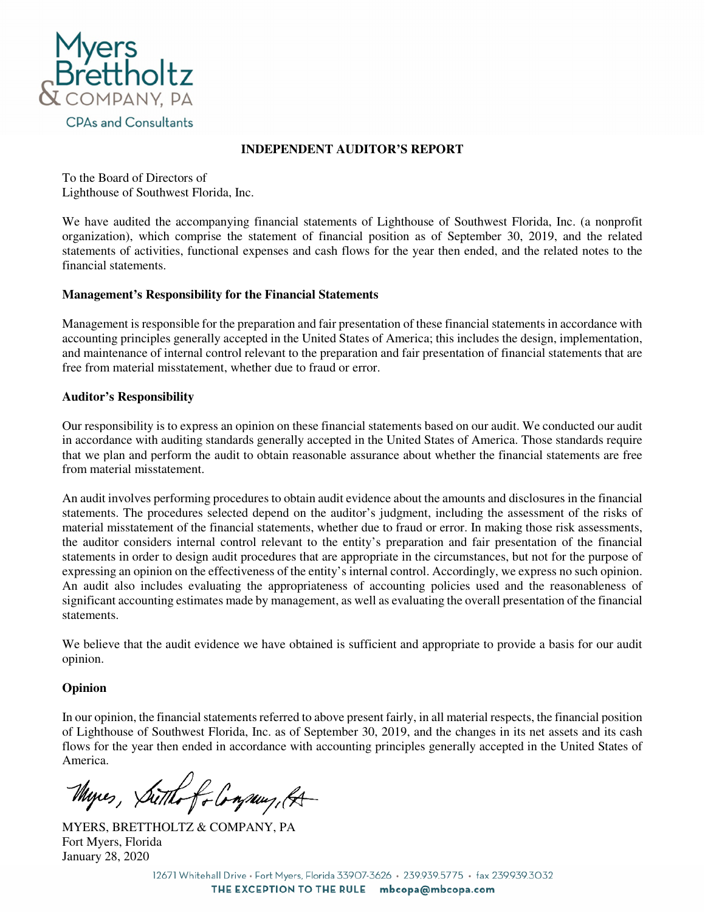Myers Brettholtz & COMPANY, PA
CPAs and Consultants

## INDEPENDENT AUDITOR'S REPORT

To the Board of Directors of
Lighthouse of Southwest Florida, Inc.

We have audited the accompanying financial statements of Lighthouse of Southwest Florida, Inc. (a nonprofit organization), which comprise the statement of financial position as of September 30, 2019, and the related statements of activities, functional expenses and cash flows for the year then ended, and the related notes to the financial statements.

### Management's Responsibility for the Financial Statements

Management is responsible for the preparation and fair presentation of these financial statements in accordance with accounting principles generally accepted in the United States of America; this includes the design, implementation, and maintenance of internal control relevant to the preparation and fair presentation of financial statements that are free from material misstatement, whether due to fraud or error.

### Auditor's Responsibility

Our responsibility is to express an opinion on these financial statements based on our audit. We conducted our audit in accordance with auditing standards generally accepted in the United States of America. Those standards require that we plan and perform the audit to obtain reasonable assurance about whether the financial statements are free from material misstatement.

An audit involves performing procedures to obtain audit evidence about the amounts and disclosures in the financial statements. The procedures selected depend on the auditor's judgment, including the assessment of the risks of material misstatement of the financial statements, whether due to fraud or error. In making those risk assessments, the auditor considers internal control relevant to the entity's preparation and fair presentation of the financial statements in order to design audit procedures that are appropriate in the circumstances, but not for the purpose of expressing an opinion on the effectiveness of the entity's internal control. Accordingly, we express no such opinion. An audit also includes evaluating the appropriateness of accounting policies used and the reasonableness of significant accounting estimates made by management, as well as evaluating the overall presentation of the financial statements.

We believe that the audit evidence we have obtained is sufficient and appropriate to provide a basis for our audit opinion.

### Opinion

In our opinion, the financial statements referred to above present fairly, in all material respects, the financial position of Lighthouse of Southwest Florida, Inc. as of September 30, 2019, and the changes in its net assets and its cash flows for the year then ended in accordance with accounting principles generally accepted in the United States of America.

*Myers, Brettholtz & Company, PA*

MYERS, BRETTHOLTZ & COMPANY, PA
Fort Myers, Florida
January 28, 2020

12671 Whitehall Drive • Fort Myers, Florida 33907-3626 • 239.939.5775 • fax 239.939.3032
THE EXCEPTION TO THE RULE mbcopa@mbcopa.com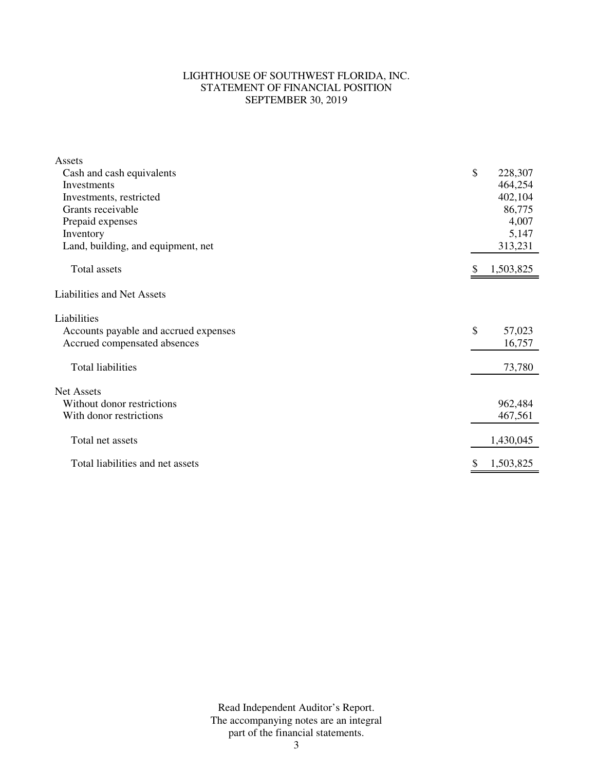# LIGHTHOUSE OF SOUTHWEST FLORIDA, INC.
## STATEMENT OF FINANCIAL POSITION
### SEPTEMBER 30, 2019

| | |
|---|---:|
| **Assets** | |
| Cash and cash equivalents | $ 228,307 |
| Investments | 464,254 |
| Investments, restricted | 402,104 |
| Grants receivable | 86,775 |
| Prepaid expenses | 4,007 |
| Inventory | 5,147 |
| Land, building, and equipment, net | 313,231 |
| Total assets | $ 1,503,825 |
| **Liabilities and Net Assets** | |
| **Liabilities** | |
| Accounts payable and accrued expenses | $ 57,023 |
| Accrued compensated absences | 16,757 |
| Total liabilities | 73,780 |
| **Net Assets** | |
| Without donor restrictions | 962,484 |
| With donor restrictions | 467,561 |
| Total net assets | 1,430,045 |
| Total liabilities and net assets | $ 1,503,825 |

Read Independent Auditor's Report.
The accompanying notes are an integral part of the financial statements.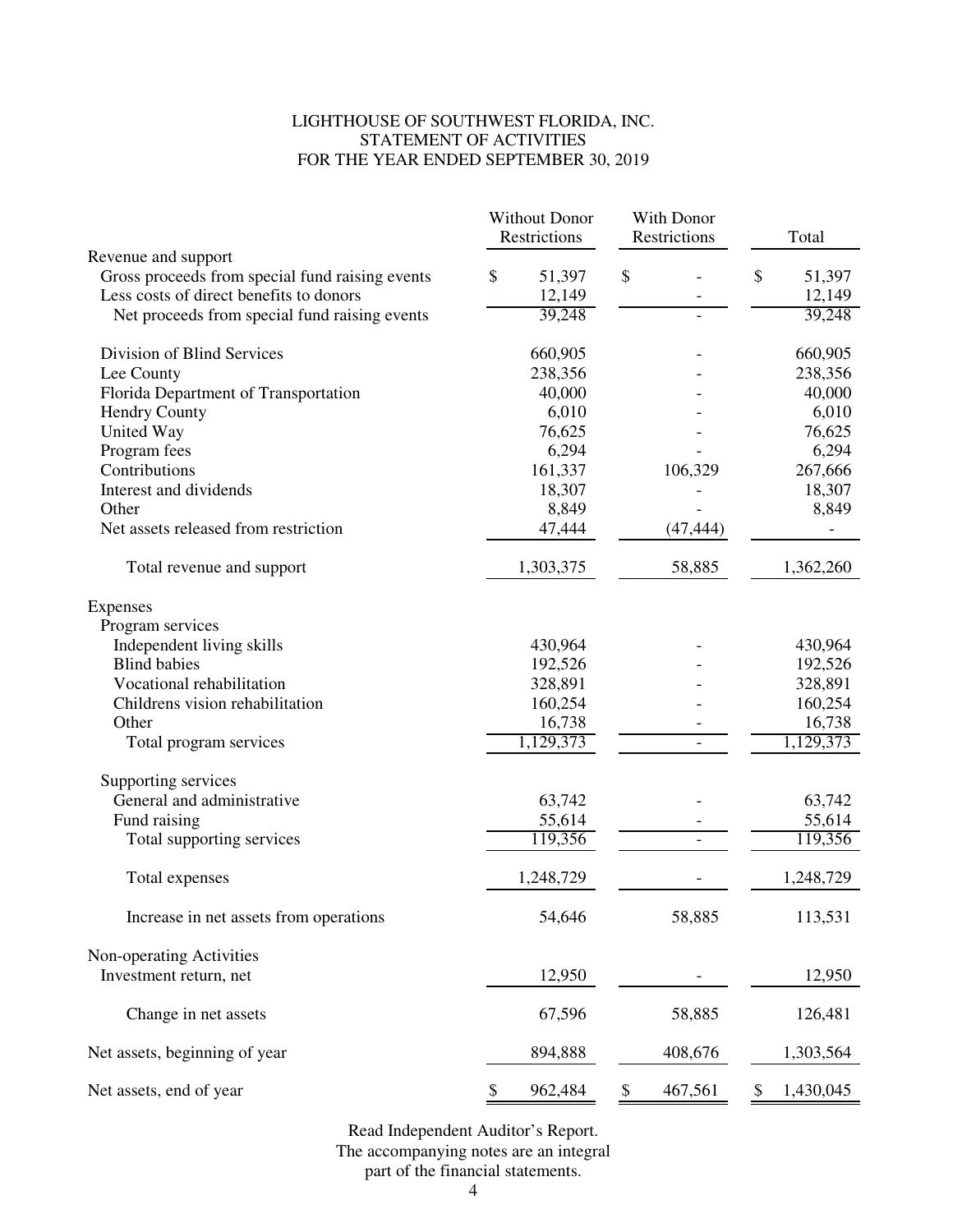LIGHTHOUSE OF SOUTHWEST FLORIDA, INC.
STATEMENT OF ACTIVITIES
FOR THE YEAR ENDED SEPTEMBER 30, 2019

| | Without Donor Restrictions | With Donor Restrictions | Total |
|---|---|---|---|
| Revenue and support | | | |
| Gross proceeds from special fund raising events | $ 51,397 | $ - | $ 51,397 |
| Less costs of direct benefits to donors | 12,149 | - | 12,149 |
| Net proceeds from special fund raising events | 39,248 | - | 39,248 |
| Division of Blind Services | 660,905 | - | 660,905 |
| Lee County | 238,356 | - | 238,356 |
| Florida Department of Transportation | 40,000 | - | 40,000 |
| Hendry County | 6,010 | - | 6,010 |
| United Way | 76,625 | - | 76,625 |
| Program fees | 6,294 | - | 6,294 |
| Contributions | 161,337 | 106,329 | 267,666 |
| Interest and dividends | 18,307 | - | 18,307 |
| Other | 8,849 | - | 8,849 |
| Net assets released from restriction | 47,444 | (47,444) | - |
| Total revenue and support | 1,303,375 | 58,885 | 1,362,260 |
| Expenses | | | |
| Program services | | | |
| Independent living skills | 430,964 | - | 430,964 |
| Blind babies | 192,526 | - | 192,526 |
| Vocational rehabilitation | 328,891 | - | 328,891 |
| Childrens vision rehabilitation | 160,254 | - | 160,254 |
| Other | 16,738 | - | 16,738 |
| Total program services | 1,129,373 | - | 1,129,373 |
| Supporting services | | | |
| General and administrative | 63,742 | - | 63,742 |
| Fund raising | 55,614 | - | 55,614 |
| Total supporting services | 119,356 | - | 119,356 |
| Total expenses | 1,248,729 | - | 1,248,729 |
| Increase in net assets from operations | 54,646 | 58,885 | 113,531 |
| Non-operating Activities | | | |
| Investment return, net | 12,950 | - | 12,950 |
| Change in net assets | 67,596 | 58,885 | 126,481 |
| Net assets, beginning of year | 894,888 | 408,676 | 1,303,564 |
| Net assets, end of year | $ 962,484 | $ 467,561 | $ 1,430,045 |

Read Independent Auditor's Report.
The accompanying notes are an integral
part of the financial statements.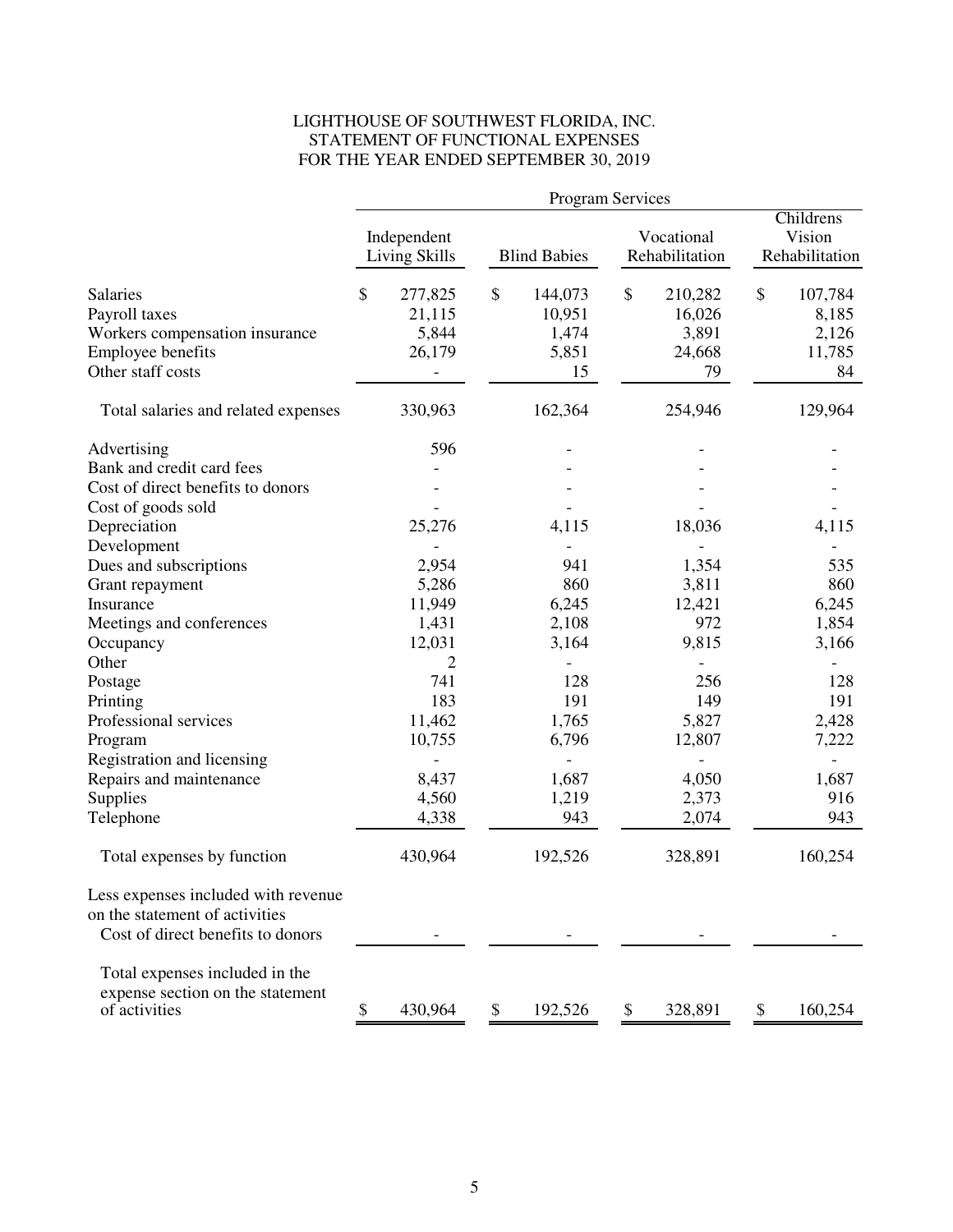# LIGHTHOUSE OF SOUTHWEST FLORIDA, INC.
## STATEMENT OF FUNCTIONAL EXPENSES
### FOR THE YEAR ENDED SEPTEMBER 30, 2019

| | Program Services | | | |
|---|---|---|---|---|
| | Independent Living Skills | Blind Babies | Vocational Rehabilitation | Childrens Vision Rehabilitation |
| Salaries | $ 277,825 | $ 144,073 | $ 210,282 | $ 107,784 |
| Payroll taxes | 21,115 | 10,951 | 16,026 | 8,185 |
| Workers compensation insurance | 5,844 | 1,474 | 3,891 | 2,126 |
| Employee benefits | 26,179 | 5,851 | 24,668 | 11,785 |
| Other staff costs | - | 15 | 79 | 84 |
| Total salaries and related expenses | 330,963 | 162,364 | 254,946 | 129,964 |
| Advertising | 596 | - | - | - |
| Bank and credit card fees | - | - | - | - |
| Cost of direct benefits to donors | - | - | - | - |
| Cost of goods sold | - | - | - | - |
| Depreciation | 25,276 | 4,115 | 18,036 | 4,115 |
| Development | - | - | - | - |
| Dues and subscriptions | 2,954 | 941 | 1,354 | 535 |
| Grant repayment | 5,286 | 860 | 3,811 | 860 |
| Insurance | 11,949 | 6,245 | 12,421 | 6,245 |
| Meetings and conferences | 1,431 | 2,108 | 972 | 1,854 |
| Occupancy | 12,031 | 3,164 | 9,815 | 3,166 |
| Other | 2 | - | - | - |
| Postage | 741 | 128 | 256 | 128 |
| Printing | 183 | 191 | 149 | 191 |
| Professional services | 11,462 | 1,765 | 5,827 | 2,428 |
| Program | 10,755 | 6,796 | 12,807 | 7,222 |
| Registration and licensing | - | - | - | - |
| Repairs and maintenance | 8,437 | 1,687 | 4,050 | 1,687 |
| Supplies | 4,560 | 1,219 | 2,373 | 916 |
| Telephone | 4,338 | 943 | 2,074 | 943 |
| Total expenses by function | 430,964 | 192,526 | 328,891 | 160,254 |
| Less expenses included with revenue on the statement of activities | | | | |
| Cost of direct benefits to donors | - | - | - | - |
| Total expenses included in the expense section on the statement of activities | $ 430,964 | $ 192,526 | $ 328,891 | $ 160,254 |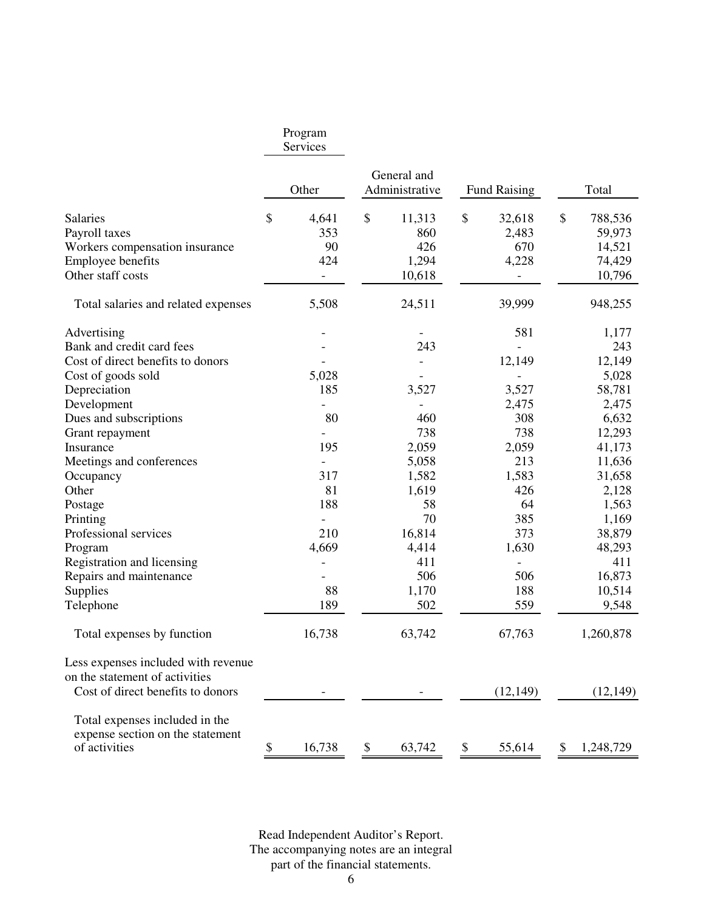| | Program Services | | | |
|---|---|---|---|---|
| | Other | General and Administrative | Fund Raising | Total |
| Salaries | $ 4,641 | $ 11,313 | $ 32,618 | $ 788,536 |
| Payroll taxes | 353 | 860 | 2,483 | 59,973 |
| Workers compensation insurance | 90 | 426 | 670 | 14,521 |
| Employee benefits | 424 | 1,294 | 4,228 | 74,429 |
| Other staff costs | - | 10,618 | - | 10,796 |
| Total salaries and related expenses | 5,508 | 24,511 | 39,999 | 948,255 |
| Advertising | - | - | 581 | 1,177 |
| Bank and credit card fees | - | 243 | - | 243 |
| Cost of direct benefits to donors | - | - | 12,149 | 12,149 |
| Cost of goods sold | 5,028 | - | - | 5,028 |
| Depreciation | 185 | 3,527 | 3,527 | 58,781 |
| Development | - | - | 2,475 | 2,475 |
| Dues and subscriptions | 80 | 460 | 308 | 6,632 |
| Grant repayment | - | 738 | 738 | 12,293 |
| Insurance | 195 | 2,059 | 2,059 | 41,173 |
| Meetings and conferences | - | 5,058 | 213 | 11,636 |
| Occupancy | 317 | 1,582 | 1,583 | 31,658 |
| Other | 81 | 1,619 | 426 | 2,128 |
| Postage | 188 | 58 | 64 | 1,563 |
| Printing | - | 70 | 385 | 1,169 |
| Professional services | 210 | 16,814 | 373 | 38,879 |
| Program | 4,669 | 4,414 | 1,630 | 48,293 |
| Registration and licensing | - | 411 | - | 411 |
| Repairs and maintenance | - | 506 | 506 | 16,873 |
| Supplies | 88 | 1,170 | 188 | 10,514 |
| Telephone | 189 | 502 | 559 | 9,548 |
| Total expenses by function | 16,738 | 63,742 | 67,763 | 1,260,878 |
| Less expenses included with revenue on the statement of activities | | | | |
| Cost of direct benefits to donors | - | - | (12,149) | (12,149) |
| Total expenses included in the expense section on the statement of activities | $ 16,738 | $ 63,742 | $ 55,614 | $ 1,248,729 |

Read Independent Auditor's Report.
The accompanying notes are an integral
part of the financial statements.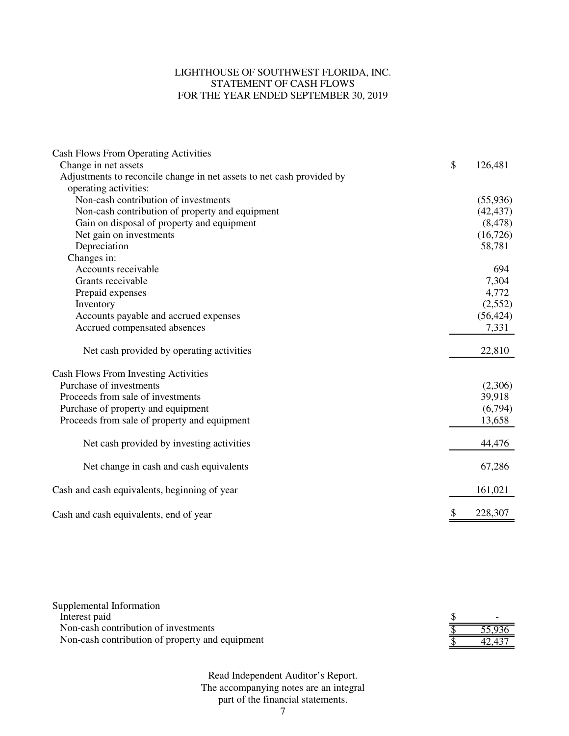# LIGHTHOUSE OF SOUTHWEST FLORIDA, INC.
## STATEMENT OF CASH FLOWS
### FOR THE YEAR ENDED SEPTEMBER 30, 2019

| | |
|---|---|
| **Cash Flows From Operating Activities** | |
| Change in net assets | $ 126,481 |
| Adjustments to reconcile change in net assets to net cash provided by operating activities: | |
| Non-cash contribution of investments | (55,936) |
| Non-cash contribution of property and equipment | (42,437) |
| Gain on disposal of property and equipment | (8,478) |
| Net gain on investments | (16,726) |
| Depreciation | 58,781 |
| Changes in: | |
| Accounts receivable | 694 |
| Grants receivable | 7,304 |
| Prepaid expenses | 4,772 |
| Inventory | (2,552) |
| Accounts payable and accrued expenses | (56,424) |
| Accrued compensated absences | 7,331 |
| Net cash provided by operating activities | 22,810 |
| **Cash Flows From Investing Activities** | |
| Purchase of investments | (2,306) |
| Proceeds from sale of investments | 39,918 |
| Purchase of property and equipment | (6,794) |
| Proceeds from sale of property and equipment | 13,658 |
| Net cash provided by investing activities | 44,476 |
| Net change in cash and cash equivalents | 67,286 |
| Cash and cash equivalents, beginning of year | 161,021 |
| Cash and cash equivalents, end of year | $ 228,307 |

| Supplemental Information | |
|---|---|
| Interest paid | $ - |
| Non-cash contribution of investments | $ 55,936 |
| Non-cash contribution of property and equipment | $ 42,437 |

Read Independent Auditor's Report.
The accompanying notes are an integral part of the financial statements.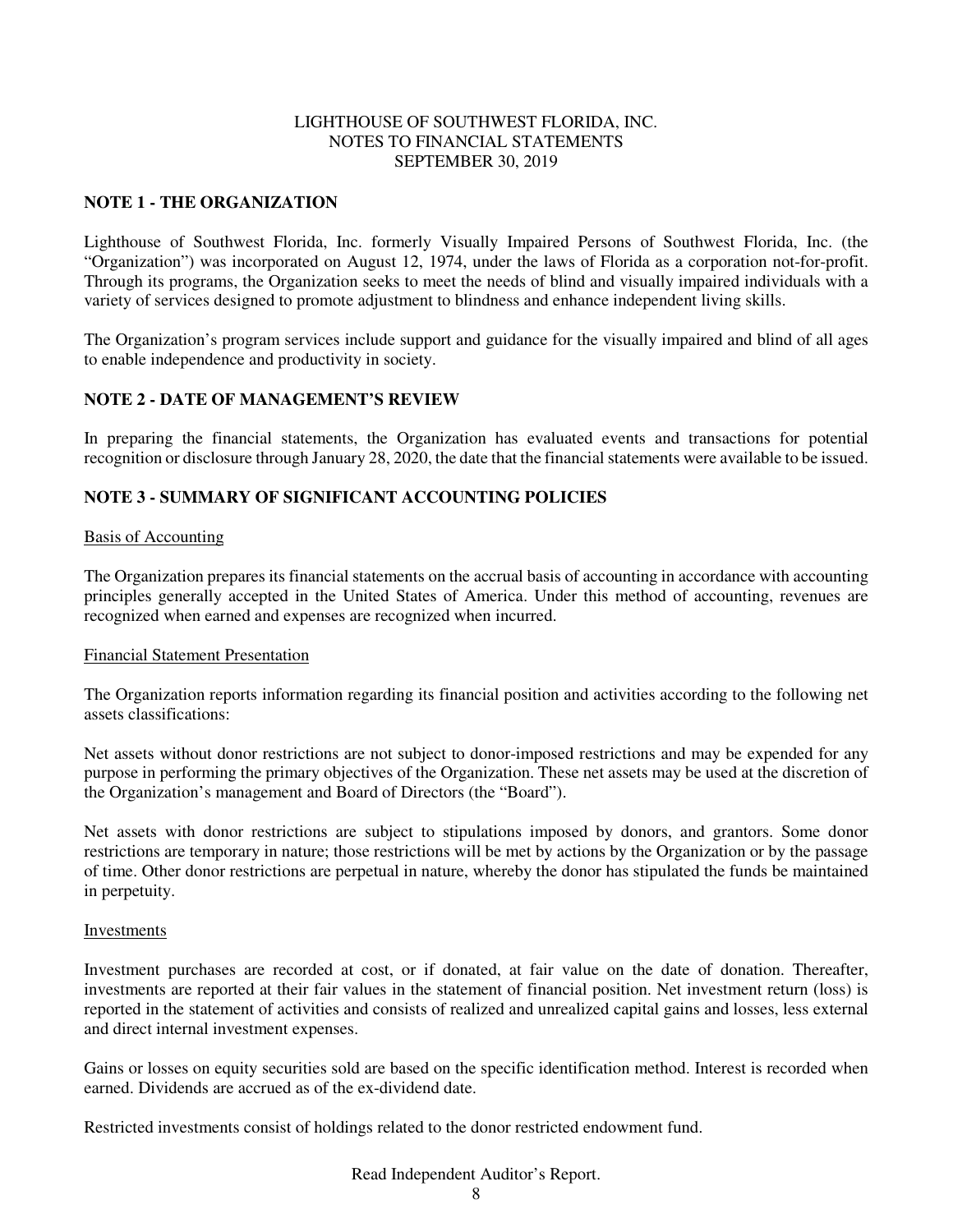LIGHTHOUSE OF SOUTHWEST FLORIDA, INC.
NOTES TO FINANCIAL STATEMENTS
SEPTEMBER 30, 2019

## NOTE 1 - THE ORGANIZATION

Lighthouse of Southwest Florida, Inc. formerly Visually Impaired Persons of Southwest Florida, Inc. (the "Organization") was incorporated on August 12, 1974, under the laws of Florida as a corporation not-for-profit. Through its programs, the Organization seeks to meet the needs of blind and visually impaired individuals with a variety of services designed to promote adjustment to blindness and enhance independent living skills.

The Organization's program services include support and guidance for the visually impaired and blind of all ages to enable independence and productivity in society.

## NOTE 2 - DATE OF MANAGEMENT'S REVIEW

In preparing the financial statements, the Organization has evaluated events and transactions for potential recognition or disclosure through January 28, 2020, the date that the financial statements were available to be issued.

## NOTE 3 - SUMMARY OF SIGNIFICANT ACCOUNTING POLICIES

### Basis of Accounting

The Organization prepares its financial statements on the accrual basis of accounting in accordance with accounting principles generally accepted in the United States of America. Under this method of accounting, revenues are recognized when earned and expenses are recognized when incurred.

### Financial Statement Presentation

The Organization reports information regarding its financial position and activities according to the following net assets classifications:

Net assets without donor restrictions are not subject to donor-imposed restrictions and may be expended for any purpose in performing the primary objectives of the Organization. These net assets may be used at the discretion of the Organization's management and Board of Directors (the "Board").

Net assets with donor restrictions are subject to stipulations imposed by donors, and grantors. Some donor restrictions are temporary in nature; those restrictions will be met by actions by the Organization or by the passage of time. Other donor restrictions are perpetual in nature, whereby the donor has stipulated the funds be maintained in perpetuity.

### Investments

Investment purchases are recorded at cost, or if donated, at fair value on the date of donation. Thereafter, investments are reported at their fair values in the statement of financial position. Net investment return (loss) is reported in the statement of activities and consists of realized and unrealized capital gains and losses, less external and direct internal investment expenses.

Gains or losses on equity securities sold are based on the specific identification method. Interest is recorded when earned. Dividends are accrued as of the ex-dividend date.

Restricted investments consist of holdings related to the donor restricted endowment fund.

Read Independent Auditor's Report.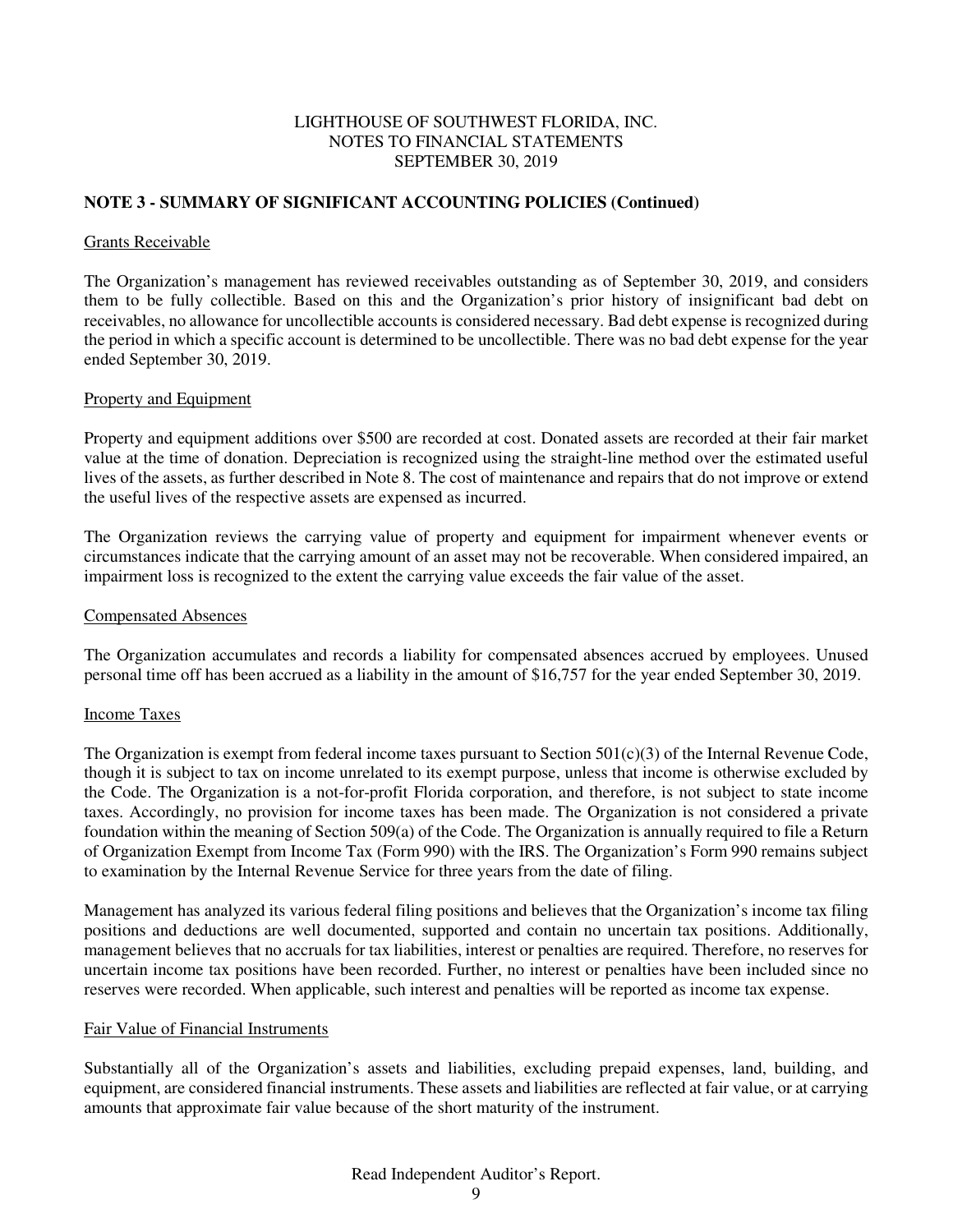LIGHTHOUSE OF SOUTHWEST FLORIDA, INC.
NOTES TO FINANCIAL STATEMENTS
SEPTEMBER 30, 2019

**NOTE 3 - SUMMARY OF SIGNIFICANT ACCOUNTING POLICIES (Continued)**

Grants Receivable

The Organization's management has reviewed receivables outstanding as of September 30, 2019, and considers them to be fully collectible. Based on this and the Organization's prior history of insignificant bad debt on receivables, no allowance for uncollectible accounts is considered necessary. Bad debt expense is recognized during the period in which a specific account is determined to be uncollectible. There was no bad debt expense for the year ended September 30, 2019.

Property and Equipment

Property and equipment additions over $500 are recorded at cost. Donated assets are recorded at their fair market value at the time of donation. Depreciation is recognized using the straight-line method over the estimated useful lives of the assets, as further described in Note 8. The cost of maintenance and repairs that do not improve or extend the useful lives of the respective assets are expensed as incurred.

The Organization reviews the carrying value of property and equipment for impairment whenever events or circumstances indicate that the carrying amount of an asset may not be recoverable. When considered impaired, an impairment loss is recognized to the extent the carrying value exceeds the fair value of the asset.

Compensated Absences

The Organization accumulates and records a liability for compensated absences accrued by employees. Unused personal time off has been accrued as a liability in the amount of $16,757 for the year ended September 30, 2019.

Income Taxes

The Organization is exempt from federal income taxes pursuant to Section 501(c)(3) of the Internal Revenue Code, though it is subject to tax on income unrelated to its exempt purpose, unless that income is otherwise excluded by the Code. The Organization is a not-for-profit Florida corporation, and therefore, is not subject to state income taxes. Accordingly, no provision for income taxes has been made. The Organization is not considered a private foundation within the meaning of Section 509(a) of the Code. The Organization is annually required to file a Return of Organization Exempt from Income Tax (Form 990) with the IRS. The Organization's Form 990 remains subject to examination by the Internal Revenue Service for three years from the date of filing.

Management has analyzed its various federal filing positions and believes that the Organization's income tax filing positions and deductions are well documented, supported and contain no uncertain tax positions. Additionally, management believes that no accruals for tax liabilities, interest or penalties are required. Therefore, no reserves for uncertain income tax positions have been recorded. Further, no interest or penalties have been included since no reserves were recorded. When applicable, such interest and penalties will be reported as income tax expense.

Fair Value of Financial Instruments

Substantially all of the Organization's assets and liabilities, excluding prepaid expenses, land, building, and equipment, are considered financial instruments. These assets and liabilities are reflected at fair value, or at carrying amounts that approximate fair value because of the short maturity of the instrument.

Read Independent Auditor's Report.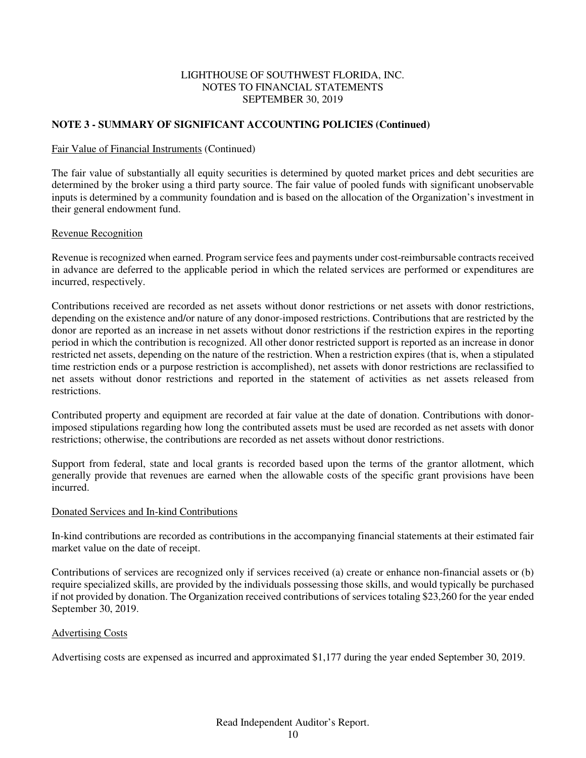## NOTE 3 - SUMMARY OF SIGNIFICANT ACCOUNTING POLICIES (Continued)

Fair Value of Financial Instruments (Continued)

The fair value of substantially all equity securities is determined by quoted market prices and debt securities are determined by the broker using a third party source. The fair value of pooled funds with significant unobservable inputs is determined by a community foundation and is based on the allocation of the Organization's investment in their general endowment fund.

Revenue Recognition

Revenue is recognized when earned. Program service fees and payments under cost-reimbursable contracts received in advance are deferred to the applicable period in which the related services are performed or expenditures are incurred, respectively.

Contributions received are recorded as net assets without donor restrictions or net assets with donor restrictions, depending on the existence and/or nature of any donor-imposed restrictions. Contributions that are restricted by the donor are reported as an increase in net assets without donor restrictions if the restriction expires in the reporting period in which the contribution is recognized. All other donor restricted support is reported as an increase in donor restricted net assets, depending on the nature of the restriction. When a restriction expires (that is, when a stipulated time restriction ends or a purpose restriction is accomplished), net assets with donor restrictions are reclassified to net assets without donor restrictions and reported in the statement of activities as net assets released from restrictions.

Contributed property and equipment are recorded at fair value at the date of donation. Contributions with donor-imposed stipulations regarding how long the contributed assets must be used are recorded as net assets with donor restrictions; otherwise, the contributions are recorded as net assets without donor restrictions.

Support from federal, state and local grants is recorded based upon the terms of the grantor allotment, which generally provide that revenues are earned when the allowable costs of the specific grant provisions have been incurred.

Donated Services and In-kind Contributions

In-kind contributions are recorded as contributions in the accompanying financial statements at their estimated fair market value on the date of receipt.

Contributions of services are recognized only if services received (a) create or enhance non-financial assets or (b) require specialized skills, are provided by the individuals possessing those skills, and would typically be purchased if not provided by donation. The Organization received contributions of services totaling $23,260 for the year ended September 30, 2019.

Advertising Costs

Advertising costs are expensed as incurred and approximated $1,177 during the year ended September 30, 2019.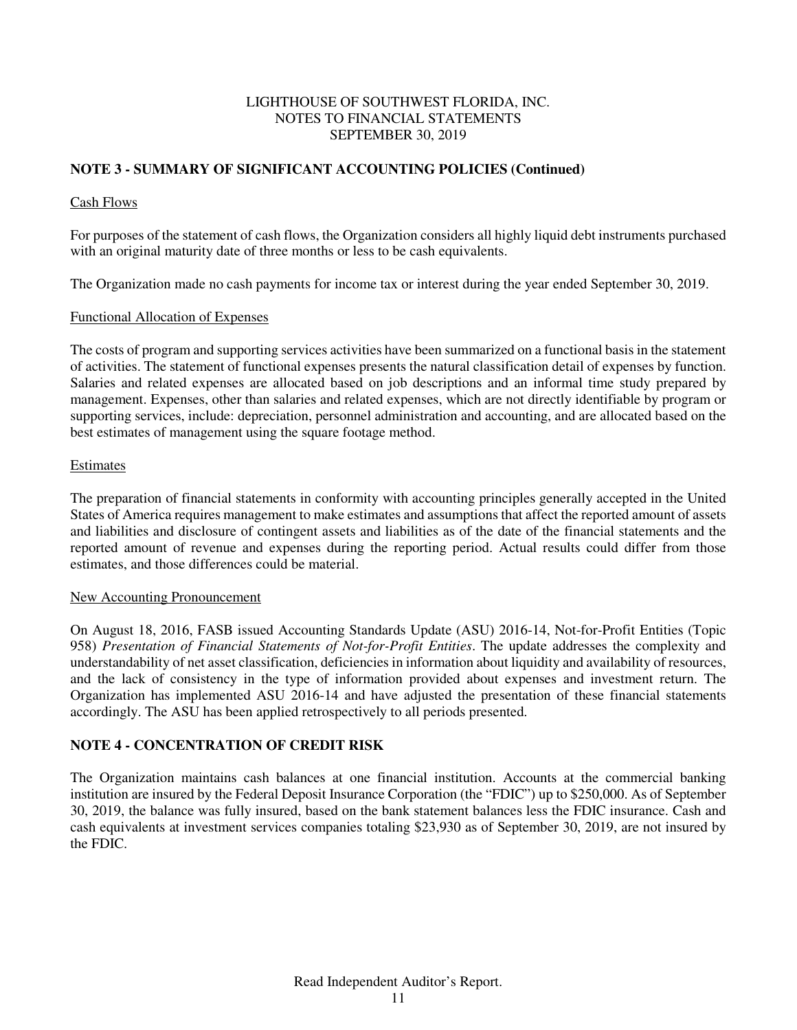LIGHTHOUSE OF SOUTHWEST FLORIDA, INC.
NOTES TO FINANCIAL STATEMENTS
SEPTEMBER 30, 2019

## NOTE 3 - SUMMARY OF SIGNIFICANT ACCOUNTING POLICIES (Continued)

Cash Flows

For purposes of the statement of cash flows, the Organization considers all highly liquid debt instruments purchased with an original maturity date of three months or less to be cash equivalents.

The Organization made no cash payments for income tax or interest during the year ended September 30, 2019.

Functional Allocation of Expenses

The costs of program and supporting services activities have been summarized on a functional basis in the statement of activities. The statement of functional expenses presents the natural classification detail of expenses by function. Salaries and related expenses are allocated based on job descriptions and an informal time study prepared by management. Expenses, other than salaries and related expenses, which are not directly identifiable by program or supporting services, include: depreciation, personnel administration and accounting, and are allocated based on the best estimates of management using the square footage method.

Estimates

The preparation of financial statements in conformity with accounting principles generally accepted in the United States of America requires management to make estimates and assumptions that affect the reported amount of assets and liabilities and disclosure of contingent assets and liabilities as of the date of the financial statements and the reported amount of revenue and expenses during the reporting period. Actual results could differ from those estimates, and those differences could be material.

New Accounting Pronouncement

On August 18, 2016, FASB issued Accounting Standards Update (ASU) 2016-14, Not-for-Profit Entities (Topic 958) *Presentation of Financial Statements of Not-for-Profit Entities*. The update addresses the complexity and understandability of net asset classification, deficiencies in information about liquidity and availability of resources, and the lack of consistency in the type of information provided about expenses and investment return. The Organization has implemented ASU 2016-14 and have adjusted the presentation of these financial statements accordingly. The ASU has been applied retrospectively to all periods presented.

## NOTE 4 - CONCENTRATION OF CREDIT RISK

The Organization maintains cash balances at one financial institution. Accounts at the commercial banking institution are insured by the Federal Deposit Insurance Corporation (the "FDIC") up to $250,000. As of September 30, 2019, the balance was fully insured, based on the bank statement balances less the FDIC insurance. Cash and cash equivalents at investment services companies totaling $23,930 as of September 30, 2019, are not insured by the FDIC.

Read Independent Auditor's Report.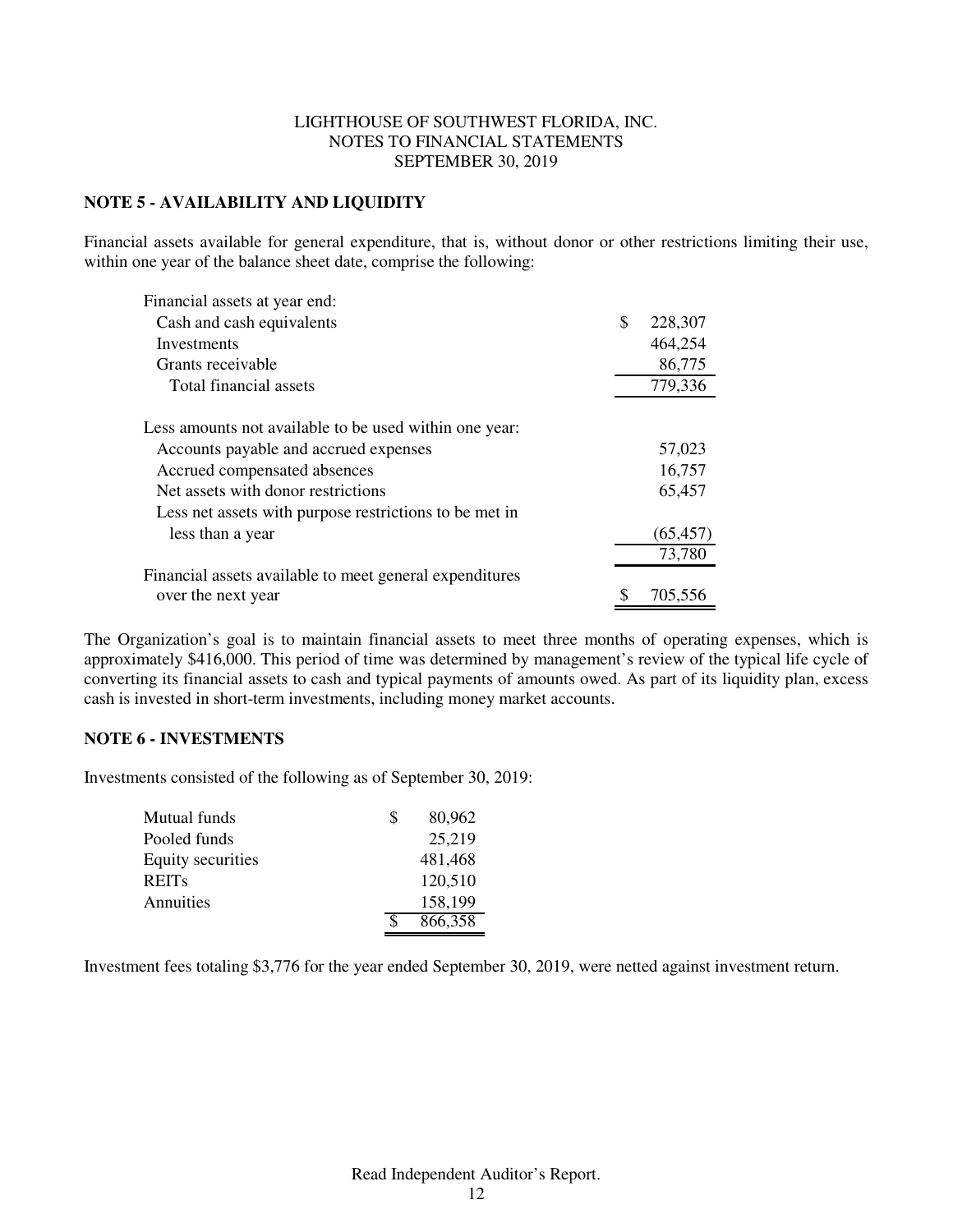LIGHTHOUSE OF SOUTHWEST FLORIDA, INC.
NOTES TO FINANCIAL STATEMENTS
SEPTEMBER 30, 2019

## NOTE 5 - AVAILABILITY AND LIQUIDITY

Financial assets available for general expenditure, that is, without donor or other restrictions limiting their use, within one year of the balance sheet date, comprise the following:

| | |
|---|---|
| Financial assets at year end: | |
| Cash and cash equivalents | $ 228,307 |
| Investments | 464,254 |
| Grants receivable | 86,775 |
| Total financial assets | 779,336 |
| | |
| Less amounts not available to be used within one year: | |
| Accounts payable and accrued expenses | 57,023 |
| Accrued compensated absences | 16,757 |
| Net assets with donor restrictions | 65,457 |
| Less net assets with purpose restrictions to be met in less than a year | (65,457) |
| | 73,780 |
| Financial assets available to meet general expenditures over the next year | $ 705,556 |

The Organization's goal is to maintain financial assets to meet three months of operating expenses, which is approximately $416,000. This period of time was determined by management's review of the typical life cycle of converting its financial assets to cash and typical payments of amounts owed. As part of its liquidity plan, excess cash is invested in short-term investments, including money market accounts.

## NOTE 6 - INVESTMENTS

Investments consisted of the following as of September 30, 2019:

| | |
|---|---|
| Mutual funds | $ 80,962 |
| Pooled funds | 25,219 |
| Equity securities | 481,468 |
| REITs | 120,510 |
| Annuities | 158,199 |
| | $ 866,358 |

Investment fees totaling $3,776 for the year ended September 30, 2019, were netted against investment return.

Read Independent Auditor's Report.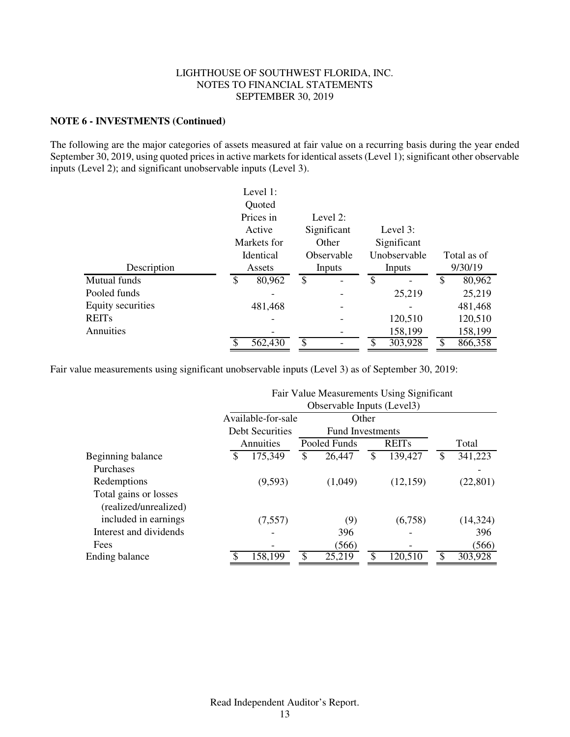LIGHTHOUSE OF SOUTHWEST FLORIDA, INC.
NOTES TO FINANCIAL STATEMENTS
SEPTEMBER 30, 2019

**NOTE 6 - INVESTMENTS (Continued)**

The following are the major categories of assets measured at fair value on a recurring basis during the year ended September 30, 2019, using quoted prices in active markets for identical assets (Level 1); significant other observable inputs (Level 2); and significant unobservable inputs (Level 3).

| Description | Level 1: Quoted Prices in Active Markets for Identical Assets | Level 2: Significant Other Observable Inputs | Level 3: Significant Unobservable Inputs | Total as of 9/30/19 |
|---|---|---|---|---|
| Mutual funds | $ 80,962 | $ - | $ - | $ 80,962 |
| Pooled funds | - | - | 25,219 | 25,219 |
| Equity securities | 481,468 | - | - | 481,468 |
| REITs | - | - | 120,510 | 120,510 |
| Annuities | - | - | 158,199 | 158,199 |
| | $ 562,430 | $ - | $ 303,928 | $ 866,358 |

Fair value measurements using significant unobservable inputs (Level 3) as of September 30, 2019:

| | Fair Value Measurements Using Significant Observable Inputs (Level3) | | | |
|---|---|---|---|---|
| | Available-for-sale Debt Securities | Other Fund Investments | | |
| | Annuities | Pooled Funds | REITs | Total |
| Beginning balance | $ 175,349 | $ 26,447 | $ 139,427 | $ 341,223 |
| Purchases | | | | - |
| Redemptions | (9,593) | (1,049) | (12,159) | (22,801) |
| Total gains or losses (realized/unrealized) included in earnings | (7,557) | (9) | (6,758) | (14,324) |
| Interest and dividends | - | 396 | - | 396 |
| Fees | - | (566) | - | (566) |
| Ending balance | $ 158,199 | $ 25,219 | $ 120,510 | $ 303,928 |

Read Independent Auditor's Report.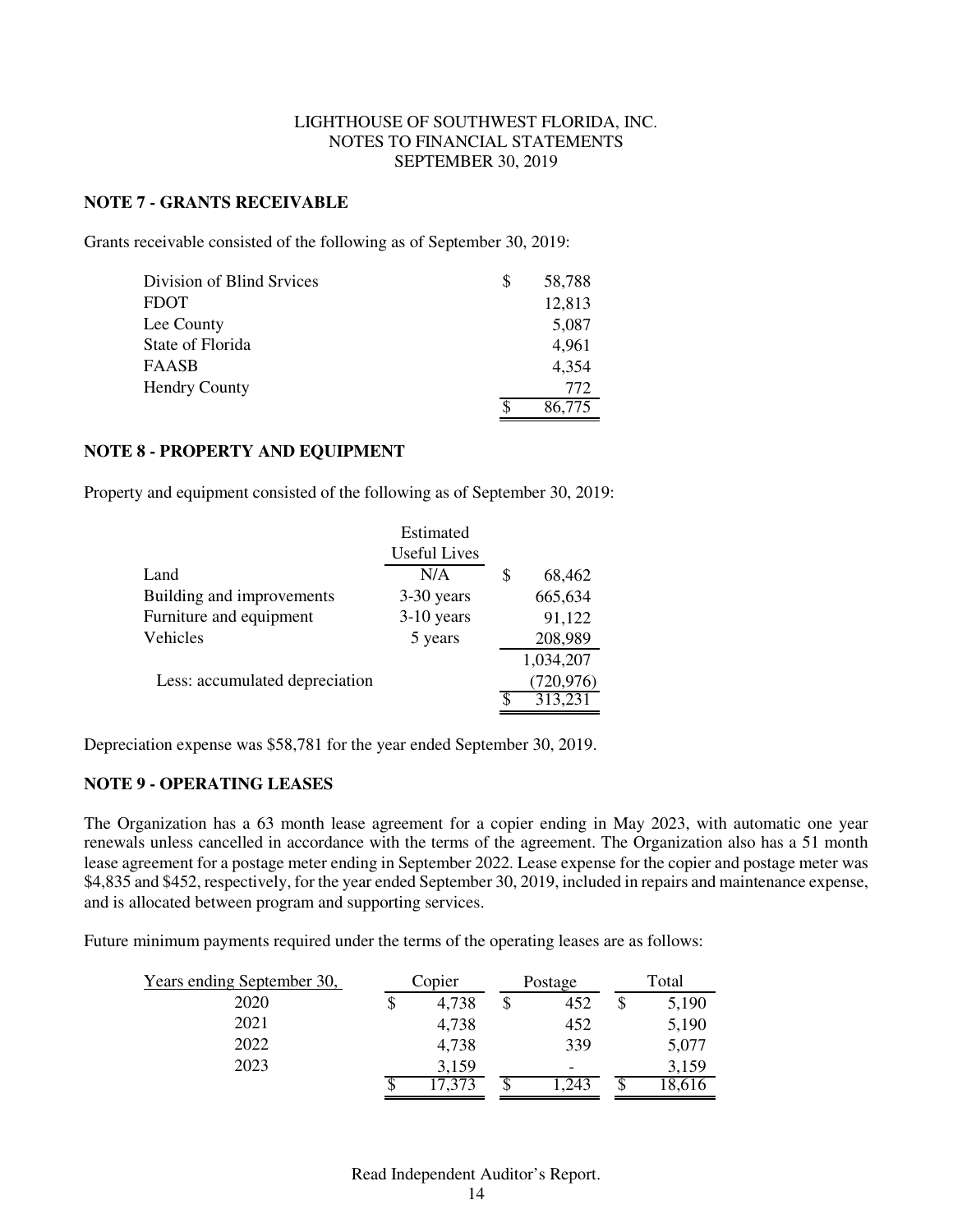LIGHTHOUSE OF SOUTHWEST FLORIDA, INC.
NOTES TO FINANCIAL STATEMENTS
SEPTEMBER 30, 2019

## NOTE 7 - GRANTS RECEIVABLE

Grants receivable consisted of the following as of September 30, 2019:

| | |
|---|---|
| Division of Blind Srvices | $ 58,788 |
| FDOT | 12,813 |
| Lee County | 5,087 |
| State of Florida | 4,961 |
| FAASB | 4,354 |
| Hendry County | 772 |
| | $ 86,775 |

## NOTE 8 - PROPERTY AND EQUIPMENT

Property and equipment consisted of the following as of September 30, 2019:

| | Estimated Useful Lives | |
|---|---|---|
| Land | N/A | $ 68,462 |
| Building and improvements | 3-30 years | 665,634 |
| Furniture and equipment | 3-10 years | 91,122 |
| Vehicles | 5 years | 208,989 |
| | | 1,034,207 |
| Less: accumulated depreciation | | (720,976) |
| | | $ 313,231 |

Depreciation expense was $58,781 for the year ended September 30, 2019.

## NOTE 9 - OPERATING LEASES

The Organization has a 63 month lease agreement for a copier ending in May 2023, with automatic one year renewals unless cancelled in accordance with the terms of the agreement. The Organization also has a 51 month lease agreement for a postage meter ending in September 2022. Lease expense for the copier and postage meter was $4,835 and $452, respectively, for the year ended September 30, 2019, included in repairs and maintenance expense, and is allocated between program and supporting services.

Future minimum payments required under the terms of the operating leases are as follows:

| Years ending September 30, | Copier | Postage | Total |
|---|---|---|---|
| 2020 | $ 4,738 | $ 452 | $ 5,190 |
| 2021 | 4,738 | 452 | 5,190 |
| 2022 | 4,738 | 339 | 5,077 |
| 2023 | 3,159 | - | 3,159 |
| | $ 17,373 | $ 1,243 | $ 18,616 |

Read Independent Auditor's Report.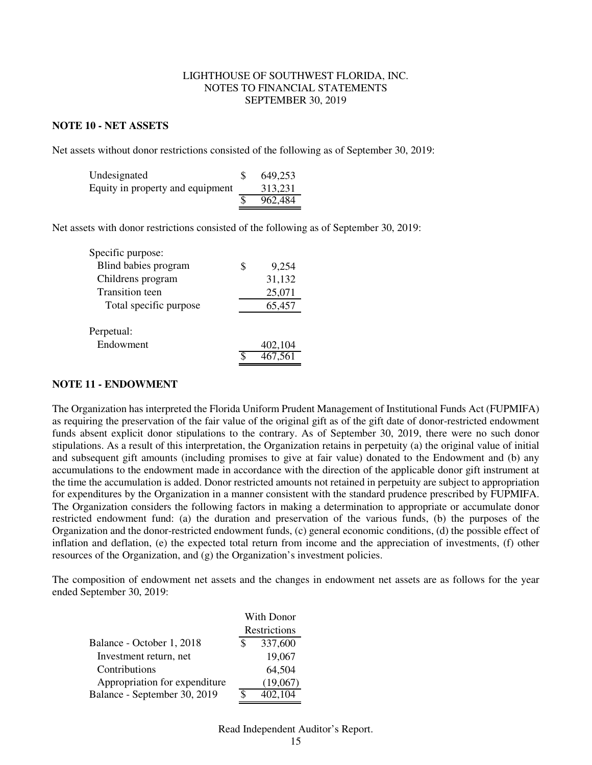## NOTE 10 - NET ASSETS

Net assets without donor restrictions consisted of the following as of September 30, 2019:

| | |
|---|---|
| Undesignated | $ 649,253 |
| Equity in property and equipment | 313,231 |
| | $ 962,484 |

Net assets with donor restrictions consisted of the following as of September 30, 2019:

| | |
|---|---|
| Specific purpose: | |
| Blind babies program | $ 9,254 |
| Childrens program | 31,132 |
| Transition teen | 25,071 |
| Total specific purpose | 65,457 |
| | |
| Perpetual: | |
| Endowment | 402,104 |
| | $ 467,561 |

## NOTE 11 - ENDOWMENT

The Organization has interpreted the Florida Uniform Prudent Management of Institutional Funds Act (FUPMIFA) as requiring the preservation of the fair value of the original gift as of the gift date of donor-restricted endowment funds absent explicit donor stipulations to the contrary. As of September 30, 2019, there were no such donor stipulations. As a result of this interpretation, the Organization retains in perpetuity (a) the original value of initial and subsequent gift amounts (including promises to give at fair value) donated to the Endowment and (b) any accumulations to the endowment made in accordance with the direction of the applicable donor gift instrument at the time the accumulation is added. Donor restricted amounts not retained in perpetuity are subject to appropriation for expenditures by the Organization in a manner consistent with the standard prudence prescribed by FUPMIFA. The Organization considers the following factors in making a determination to appropriate or accumulate donor restricted endowment fund: (a) the duration and preservation of the various funds, (b) the purposes of the Organization and the donor-restricted endowment funds, (c) general economic conditions, (d) the possible effect of inflation and deflation, (e) the expected total return from income and the appreciation of investments, (f) other resources of the Organization, and (g) the Organization's investment policies.

The composition of endowment net assets and the changes in endowment net assets are as follows for the year ended September 30, 2019:

| | With Donor Restrictions |
|---|---|
| Balance - October 1, 2018 | $ 337,600 |
| Investment return, net | 19,067 |
| Contributions | 64,504 |
| Appropriation for expenditure | (19,067) |
| Balance - September 30, 2019 | $ 402,104 |

Read Independent Auditor's Report.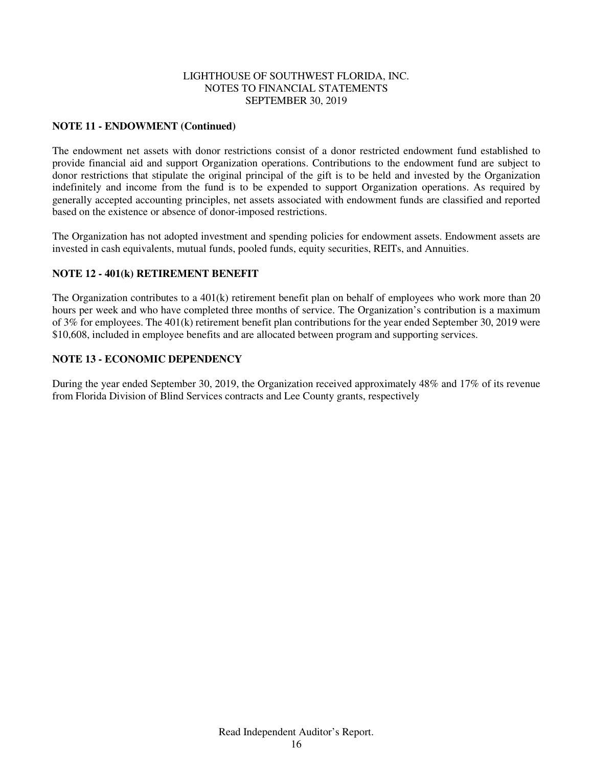LIGHTHOUSE OF SOUTHWEST FLORIDA, INC.
NOTES TO FINANCIAL STATEMENTS
SEPTEMBER 30, 2019

**NOTE 11 - ENDOWMENT (Continued)**

The endowment net assets with donor restrictions consist of a donor restricted endowment fund established to provide financial aid and support Organization operations. Contributions to the endowment fund are subject to donor restrictions that stipulate the original principal of the gift is to be held and invested by the Organization indefinitely and income from the fund is to be expended to support Organization operations. As required by generally accepted accounting principles, net assets associated with endowment funds are classified and reported based on the existence or absence of donor-imposed restrictions.

The Organization has not adopted investment and spending policies for endowment assets. Endowment assets are invested in cash equivalents, mutual funds, pooled funds, equity securities, REITs, and Annuities.

**NOTE 12 - 401(k) RETIREMENT BENEFIT**

The Organization contributes to a 401(k) retirement benefit plan on behalf of employees who work more than 20 hours per week and who have completed three months of service. The Organization's contribution is a maximum of 3% for employees. The 401(k) retirement benefit plan contributions for the year ended September 30, 2019 were $10,608, included in employee benefits and are allocated between program and supporting services.

**NOTE 13 - ECONOMIC DEPENDENCY**

During the year ended September 30, 2019, the Organization received approximately 48% and 17% of its revenue from Florida Division of Blind Services contracts and Lee County grants, respectively

Read Independent Auditor's Report.